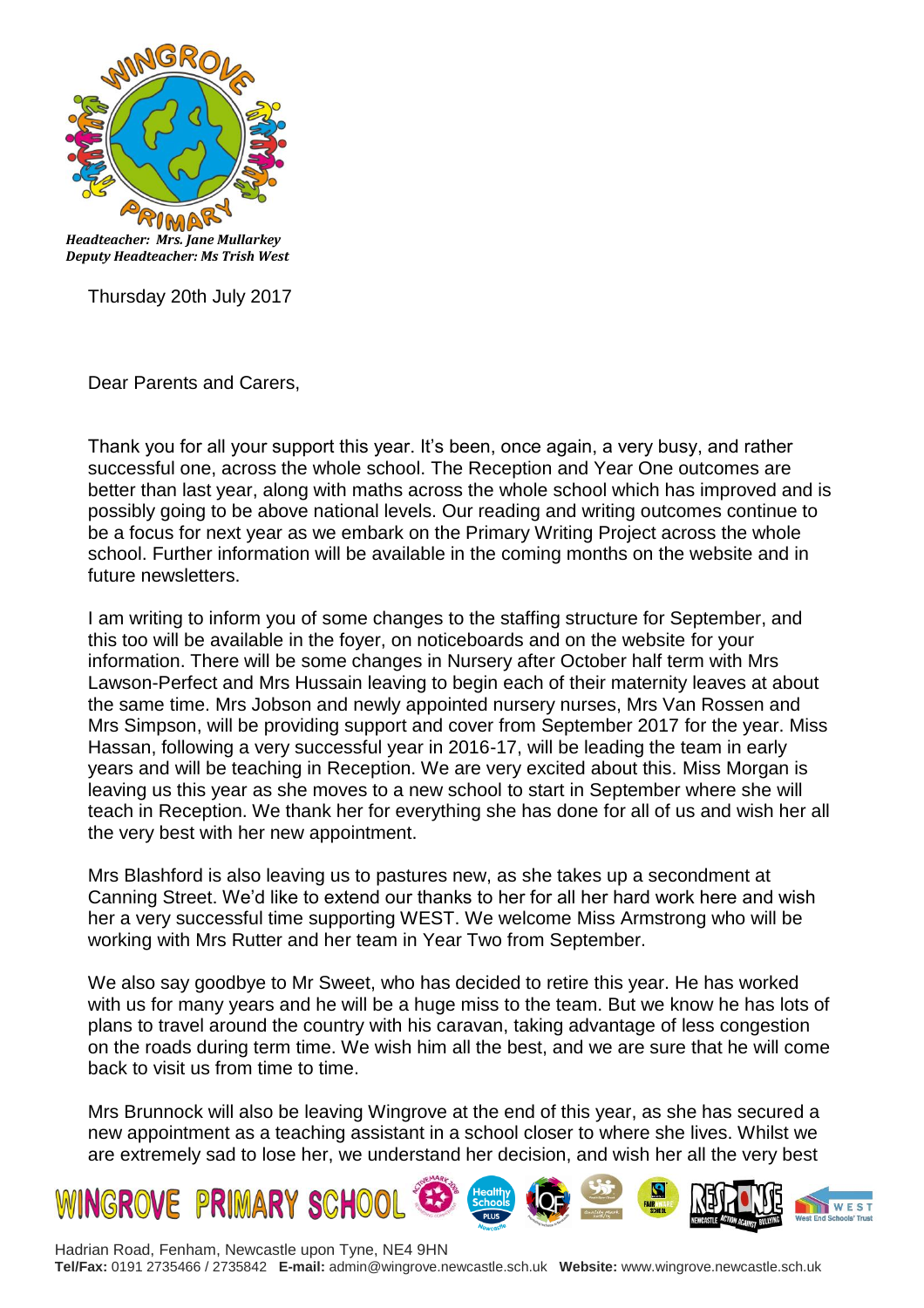*Headteacher: Mrs. Jane Mullarkey*
*Deputy Headteacher: Ms Trish West*

Thursday 20th July 2017

Dear Parents and Carers,

Thank you for all your support this year. It's been, once again, a very busy, and rather successful one, across the whole school. The Reception and Year One outcomes are better than last year, along with maths across the whole school which has improved and is possibly going to be above national levels. Our reading and writing outcomes continue to be a focus for next year as we embark on the Primary Writing Project across the whole school. Further information will be available in the coming months on the website and in future newsletters.

I am writing to inform you of some changes to the staffing structure for September, and this too will be available in the foyer, on noticeboards and on the website for your information. There will be some changes in Nursery after October half term with Mrs Lawson-Perfect and Mrs Hussain leaving to begin each of their maternity leaves at about the same time. Mrs Jobson and newly appointed nursery nurses, Mrs Van Rossen and Mrs Simpson, will be providing support and cover from September 2017 for the year. Miss Hassan, following a very successful year in 2016-17, will be leading the team in early years and will be teaching in Reception. We are very excited about this. Miss Morgan is leaving us this year as she moves to a new school to start in September where she will teach in Reception. We thank her for everything she has done for all of us and wish her all the very best with her new appointment.

Mrs Blashford is also leaving us to pastures new, as she takes up a secondment at Canning Street. We'd like to extend our thanks to her for all her hard work here and wish her a very successful time supporting WEST. We welcome Miss Armstrong who will be working with Mrs Rutter and her team in Year Two from September.

We also say goodbye to Mr Sweet, who has decided to retire this year. He has worked with us for many years and he will be a huge miss to the team. But we know he has lots of plans to travel around the country with his caravan, taking advantage of less congestion on the roads during term time. We wish him all the best, and we are sure that he will come back to visit us from time to time.

Mrs Brunnock will also be leaving Wingrove at the end of this year, as she has secured a new appointment as a teaching assistant in a school closer to where she lives. Whilst we are extremely sad to lose her, we understand her decision, and wish her all the very best

**WINGROVE PRIMARY SCHOOL**

Hadrian Road, Fenham, Newcastle upon Tyne, NE4 9HN
**Tel/Fax:** 0191 2735466 / 2735842 **E-mail:** admin@wingrove.newcastle.sch.uk **Website:** www.wingrove.newcastle.sch.uk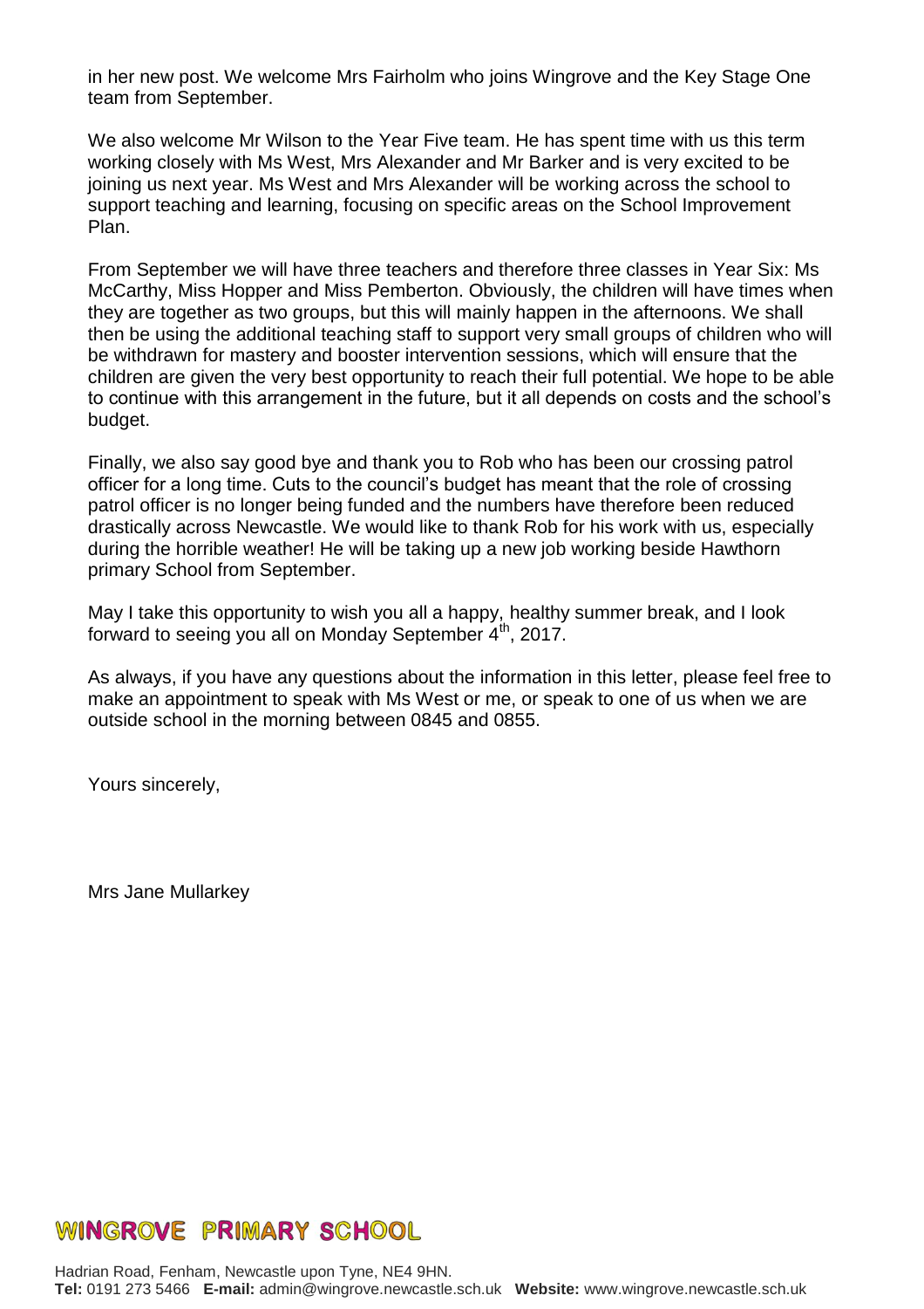in her new post. We welcome Mrs Fairholm who joins Wingrove and the Key Stage One team from September.

We also welcome Mr Wilson to the Year Five team. He has spent time with us this term working closely with Ms West, Mrs Alexander and Mr Barker and is very excited to be joining us next year. Ms West and Mrs Alexander will be working across the school to support teaching and learning, focusing on specific areas on the School Improvement Plan.

From September we will have three teachers and therefore three classes in Year Six: Ms McCarthy, Miss Hopper and Miss Pemberton. Obviously, the children will have times when they are together as two groups, but this will mainly happen in the afternoons. We shall then be using the additional teaching staff to support very small groups of children who will be withdrawn for mastery and booster intervention sessions, which will ensure that the children are given the very best opportunity to reach their full potential. We hope to be able to continue with this arrangement in the future, but it all depends on costs and the school's budget.

Finally, we also say good bye and thank you to Rob who has been our crossing patrol officer for a long time. Cuts to the council's budget has meant that the role of crossing patrol officer is no longer being funded and the numbers have therefore been reduced drastically across Newcastle. We would like to thank Rob for his work with us, especially during the horrible weather! He will be taking up a new job working beside Hawthorn primary School from September.

May I take this opportunity to wish you all a happy, healthy summer break, and I look forward to seeing you all on Monday September 4th, 2017.

As always, if you have any questions about the information in this letter, please feel free to make an appointment to speak with Ms West or me, or speak to one of us when we are outside school in the morning between 0845 and 0855.

Yours sincerely,

Mrs Jane Mullarkey

**WINGROVE PRIMARY SCHOOL**

Hadrian Road, Fenham, Newcastle upon Tyne, NE4 9HN.
**Tel:** 0191 273 5466 **E-mail:** admin@wingrove.newcastle.sch.uk **Website:** www.wingrove.newcastle.sch.uk